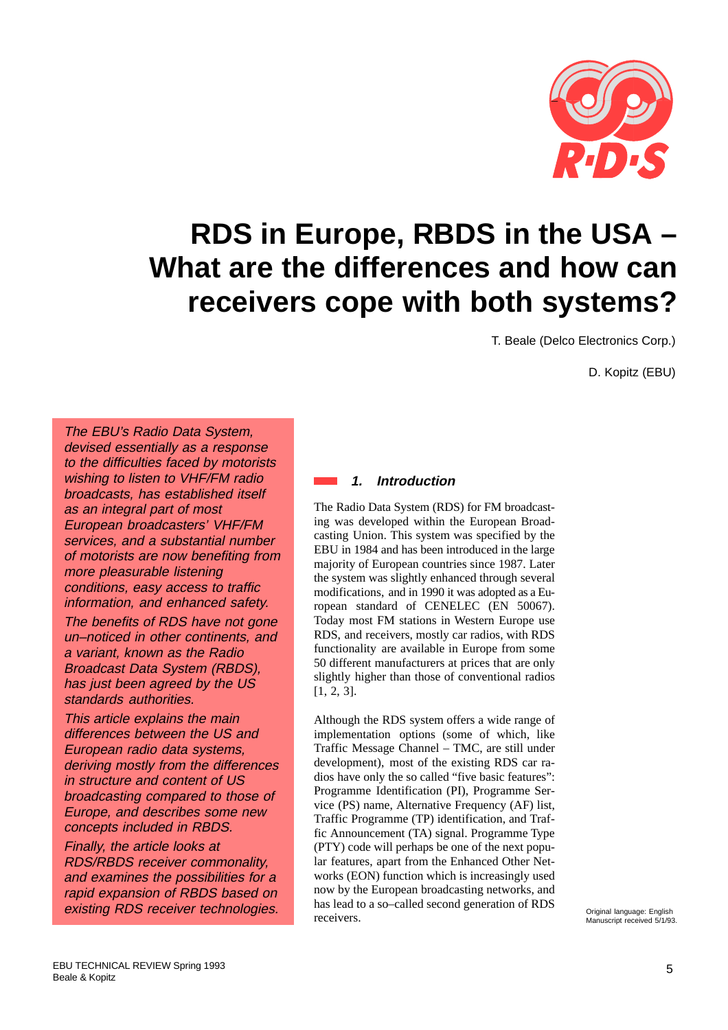# RDS in Europe, RBDS in the USA – What are the differences and how can receivers cope with both systems?

T. Beale (Delco Electronics Corp.)

D. Kopitz (EBU)

*The EBU's Radio Data System, devised essentially as a response to the difficulties faced by motorists wishing to listen to VHF/FM radio broadcasts, has established itself as an integral part of most European broadcasters' VHF/FM services, and a substantial number of motorists are now benefiting from more pleasurable listening conditions, easy access to traffic information, and enhanced safety.*

*The benefits of RDS have not gone un–noticed in other continents, and a variant, known as the Radio Broadcast Data System (RBDS), has just been agreed by the US standards authorities.*

*This article explains the main differences between the US and European radio data systems, deriving mostly from the differences in structure and content of US broadcasting compared to those of Europe, and describes some new concepts included in RBDS.*

*Finally, the article looks at RDS/RBDS receiver commonality, and examines the possibilities for a rapid expansion of RBDS based on existing RDS receiver technologies.*

## 1. Introduction

The Radio Data System (RDS) for FM broadcasting was developed within the European Broadcasting Union. This system was specified by the EBU in 1984 and has been introduced in the large majority of European countries since 1987. Later the system was slightly enhanced through several modifications, and in 1990 it was adopted as a European standard of CENELEC (EN 50067). Today most FM stations in Western Europe use RDS, and receivers, mostly car radios, with RDS functionality are available in Europe from some 50 different manufacturers at prices that are only slightly higher than those of conventional radios [1, 2, 3].

Although the RDS system offers a wide range of implementation options (some of which, like Traffic Message Channel – TMC, are still under development), most of the existing RDS car radios have only the so called "five basic features": Programme Identification (PI), Programme Service (PS) name, Alternative Frequency (AF) list, Traffic Programme (TP) identification, and Traffic Announcement (TA) signal. Programme Type (PTY) code will perhaps be one of the next popular features, apart from the Enhanced Other Networks (EON) function which is increasingly used now by the European broadcasting networks, and has lead to a so–called second generation of RDS receivers.

Original language: English
Manuscript received 5/1/93.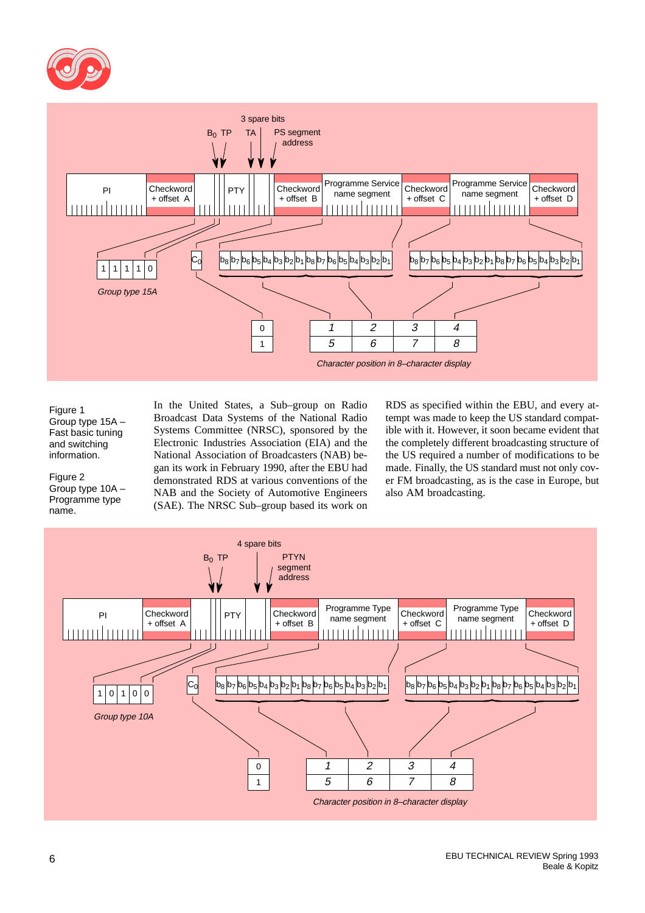Figure 1
Group type 15A – Fast basic tuning and switching information.

Figure 2
Group type 10A – Programme type name.

In the United States, a Sub–group on Radio Broadcast Data Systems of the National Radio Systems Committee (NRSC), sponsored by the Electronic Industries Association (EIA) and the National Association of Broadcasters (NAB) began its work in February 1990, after the EBU had demonstrated RDS at various conventions of the NAB and the Society of Automotive Engineers (SAE). The NRSC Sub–group based its work on RDS as specified within the EBU, and every attempt was made to keep the US standard compatible with it. However, it soon became evident that the completely different broadcasting structure of the US required a number of modifications to be made. Finally, the US standard must not only cover FM broadcasting, as is the case in Europe, but also AM broadcasting.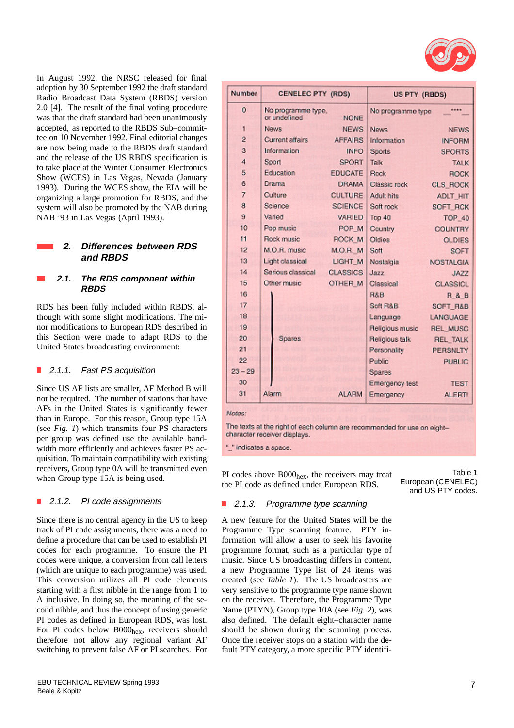In August 1992, the NRSC released for final adoption by 30 September 1992 the draft standard Radio Broadcast Data System (RBDS) version 2.0 [4]. The result of the final voting procedure was that the draft standard had been unanimously accepted, as reported to the RBDS Sub–committee on 10 November 1992. Final editorial changes are now being made to the RBDS draft standard and the release of the US RBDS specification is to take place at the Winter Consumer Electronics Show (WCES) in Las Vegas, Nevada (January 1993). During the WCES show, the EIA will be organizing a large promotion for RBDS, and the system will also be promoted by the NAB during NAB '93 in Las Vegas (April 1993).

## 2. Differences between RDS and RBDS

### 2.1. The RDS component within RBDS

RDS has been fully included within RBDS, although with some slight modifications. The minor modifications to European RDS described in this Section were made to adapt RDS to the United States broadcasting environment:

#### 2.1.1. Fast PS acquisition

Since US AF lists are smaller, AF Method B will not be required. The number of stations that have AFs in the United States is significantly fewer than in Europe. For this reason, Group type 15A (see *Fig. 1*) which transmits four PS characters per group was defined so the available bandwidth more efficiently and achieves faster PS acquisition. To maintain compatibility with existing receivers, Group type 0A will be transmitted even when Group type 15A is being used.

#### 2.1.2. PI code assignments

Since there is no central agency in the US to keep track of PI code assignments, there was a need to define a procedure that can be used to establish PI codes for each programme. To ensure the PI codes were unique, a conversion from call letters (which are unique to each programme) was used. This conversion utilizes all PI code elements starting with a first nibble in the range from 1 to A inclusive. In doing so, the meaning of the second nibble, and thus the concept of using generic PI codes as defined in European RDS, was lost. For PI codes below $B000_{hex}$, receivers should therefore not allow any regional variant AF switching to prevent false AF or PI searches. For PI codes above $B000_{hex}$, the receivers may treat the PI code as defined under European RDS.

| Number | CENELEC PTY (RDS) | | US PTY (RBDS) | |
|---|---|---|---|---|
| 0 | No programme type, or undefined | NONE | No programme type | ____ |
| 1 | News | NEWS | News | NEWS |
| 2 | Current affairs | AFFAIRS | Information | INFORM |
| 3 | Information | INFO | Sports | SPORTS |
| 4 | Sport | SPORT | Talk | TALK |
| 5 | Education | EDUCATE | Rock | ROCK |
| 6 | Drama | DRAMA | Classic rock | CLS_ROCK |
| 7 | Culture | CULTURE | Adult hits | ADLT_HIT |
| 8 | Science | SCIENCE | Soft rock | SOFT_RCK |
| 9 | Varied | VARIED | Top 40 | TOP_40 |
| 10 | Pop music | POP_M | Country | COUNTRY |
| 11 | Rock music | ROCK_M | Oldies | OLDIES |
| 12 | M.O.R. music | M.O.R._M | Soft | SOFT |
| 13 | Light classical | LIGHT_M | Nostalgia | NOSTALGIA |
| 14 | Serious classical | CLASSICS | Jazz | JAZZ |
| 15 | Other music | OTHER_M | Classical | CLASSICL |
| 16 | Spares | | R&B | R_&_B |
| 17 | Spares | | Soft R&B | SOFT_R&B |
| 18 | Spares | | Language | LANGUAGE |
| 19 | Spares | | Religious music | REL_MUSC |
| 20 | Spares | | Religious talk | REL_TALK |
| 21 | Spares | | Personality | PERSNLTY |
| 22 | Spares | | Public | PUBLIC |
| 23 – 29 | Spares | | Spares | |
| 30 | Spares | | Emergency test | TEST |
| 31 | Alarm | ALARM | Emergency | ALERT! |

*Notes:*

The texts at the right of each column are recommended for use on eight–character receiver displays.

"_" indicates a space.

Table 1
European (CENELEC) and US PTY codes.

#### 2.1.3. Programme type scanning

A new feature for the United States will be the Programme Type scanning feature. PTY information will allow a user to seek his favorite programme format, such as a particular type of music. Since US broadcasting differs in content, a new Programme Type list of 24 items was created (see *Table 1*). The US broadcasters are very sensitive to the programme type name shown on the receiver. Therefore, the Programme Type Name (PTYN), Group type 10A (see *Fig. 2*), was also defined. The default eight–character name should be shown during the scanning process. Once the receiver stops on a station with the default PTY category, a more specific PTY identifi-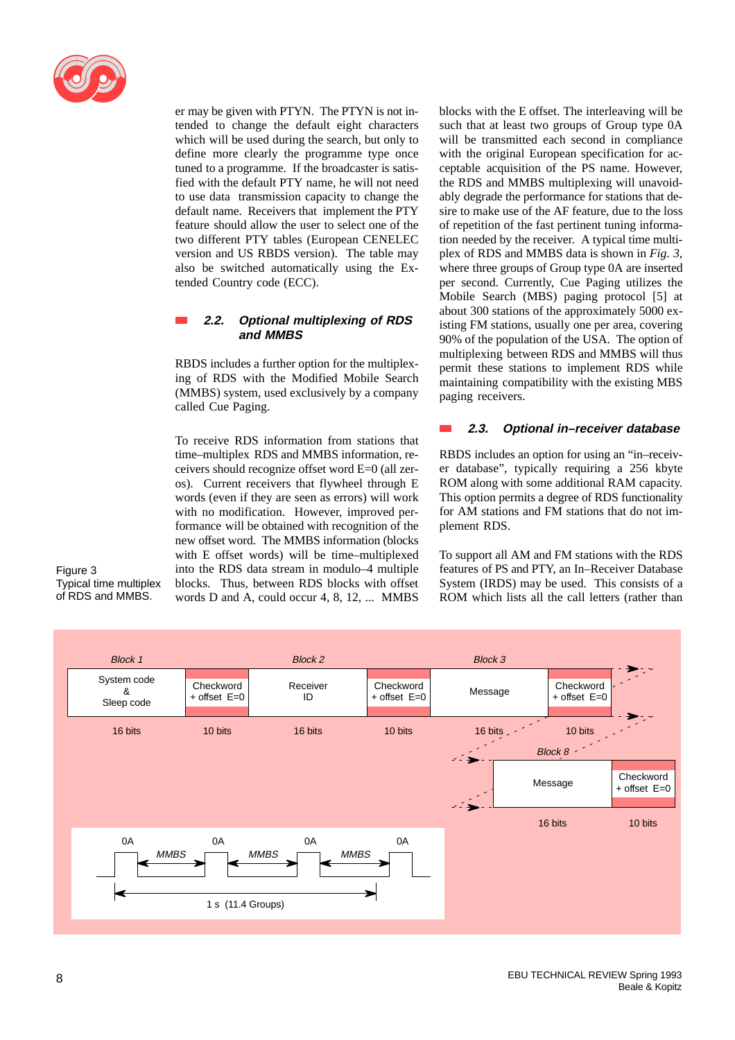er may be given with PTYN. The PTYN is not intended to change the default eight characters which will be used during the search, but only to define more clearly the programme type once tuned to a programme. If the broadcaster is satisfied with the default PTY name, he will not need to use data transmission capacity to change the default name. Receivers that implement the PTY feature should allow the user to select one of the two different PTY tables (European CENELEC version and US RBDS version). The table may also be switched automatically using the Extended Country code (ECC).

## 2.2. Optional multiplexing of RDS and MMBS

RBDS includes a further option for the multiplexing of RDS with the Modified Mobile Search (MMBS) system, used exclusively by a company called Cue Paging.

To receive RDS information from stations that time–multiplex RDS and MMBS information, receivers should recognize offset word E=0 (all zeros). Current receivers that flywheel through E words (even if they are seen as errors) will work with no modification. However, improved performance will be obtained with recognition of the new offset word. The MMBS information (blocks with E offset words) will be time–multiplexed into the RDS data stream in modulo–4 multiple blocks. Thus, between RDS blocks with offset words D and A, could occur 4, 8, 12, ... MMBS blocks with the E offset. The interleaving will be such that at least two groups of Group type 0A will be transmitted each second in compliance with the original European specification for acceptable acquisition of the PS name. However, the RDS and MMBS multiplexing will unavoidably degrade the performance for stations that desire to make use of the AF feature, due to the loss of repetition of the fast pertinent tuning information needed by the receiver. A typical time multiplex of RDS and MMBS data is shown in *Fig. 3*, where three groups of Group type 0A are inserted per second. Currently, Cue Paging utilizes the Mobile Search (MBS) paging protocol [5] at about 300 stations of the approximately 5000 existing FM stations, usually one per area, covering 90% of the population of the USA. The option of multiplexing between RDS and MMBS will thus permit these stations to implement RDS while maintaining compatibility with the existing MBS paging receivers.

## 2.3. Optional in–receiver database

RBDS includes an option for using an "in–receiver database", typically requiring a 256 kbyte ROM along with some additional RAM capacity. This option permits a degree of RDS functionality for AM stations and FM stations that do not implement RDS.

To support all AM and FM stations with the RDS features of PS and PTY, an In–Receiver Database System (IRDS) may be used. This consists of a ROM which lists all the call letters (rather than

Figure 3
Typical time multiplex of RDS and MMBS.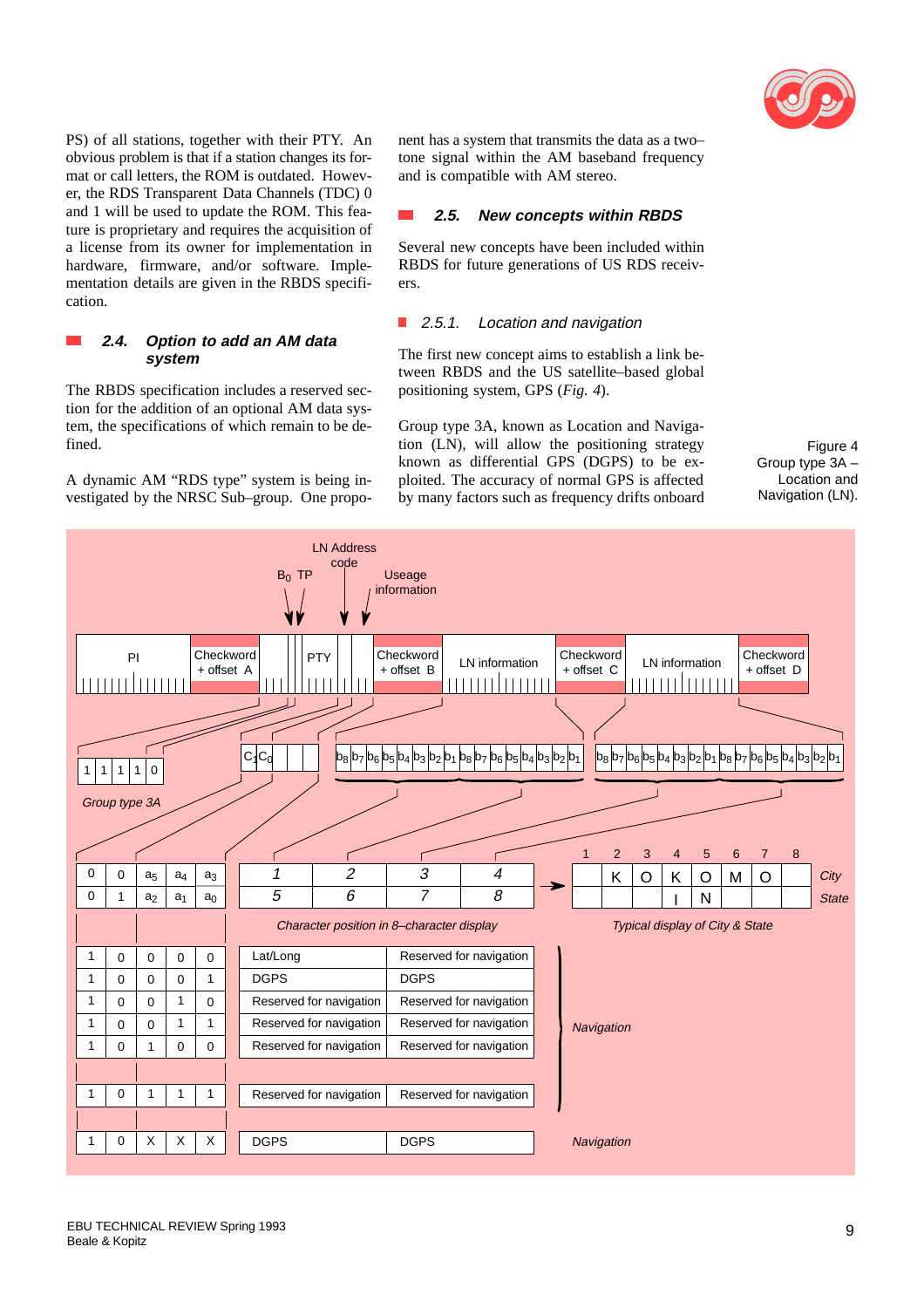PS) of all stations, together with their PTY. An obvious problem is that if a station changes its format or call letters, the ROM is outdated. However, the RDS Transparent Data Channels (TDC) 0 and 1 will be used to update the ROM. This feature is proprietary and requires the acquisition of a license from its owner for implementation in hardware, firmware, and/or software. Implementation details are given in the RBDS specification.

## 2.4. Option to add an AM data system

The RBDS specification includes a reserved section for the addition of an optional AM data system, the specifications of which remain to be defined.

A dynamic AM "RDS type" system is being investigated by the NRSC Sub–group. One proponent has a system that transmits the data as a two–tone signal within the AM baseband frequency and is compatible with AM stereo.

## 2.5. New concepts within RBDS

Several new concepts have been included within RBDS for future generations of US RDS receivers.

### 2.5.1. Location and navigation

The first new concept aims to establish a link between RBDS and the US satellite–based global positioning system, GPS (*Fig. 4*).

Group type 3A, known as Location and Navigation (LN), will allow the positioning strategy known as differential GPS (DGPS) to be exploited. The accuracy of normal GPS is affected by many factors such as frequency drifts onboard

Figure 4
Group type 3A – Location and Navigation (LN).

| | | | | | Character position in 8–character display | | | | Typical display of City & State |
|---|---|---|---|---|---|---|---|---|---|
| 0 | 0 | $a_5$ | $a_4$ | $a_3$ | 1 | 2 | 3 | 4 | K O K O M O (City) |
| 0 | 1 | $a_2$ | $a_1$ | $a_0$ | 5 | 6 | 7 | 8 | I N (State) |
| 1 | 0 | 0 | 0 | 0 | Lat/Long | | Reserved for navigation | | Navigation |
| 1 | 0 | 0 | 0 | 1 | DGPS | | DGPS | | Navigation |
| 1 | 0 | 0 | 1 | 0 | Reserved for navigation | | Reserved for navigation | | Navigation |
| 1 | 0 | 0 | 1 | 1 | Reserved for navigation | | Reserved for navigation | | Navigation |
| 1 | 0 | 1 | 0 | 0 | Reserved for navigation | | Reserved for navigation | | Navigation |
| 1 | 0 | 1 | 1 | 1 | Reserved for navigation | | Reserved for navigation | | Navigation |
| 1 | 0 | X | X | X | DGPS | | DGPS | | Navigation |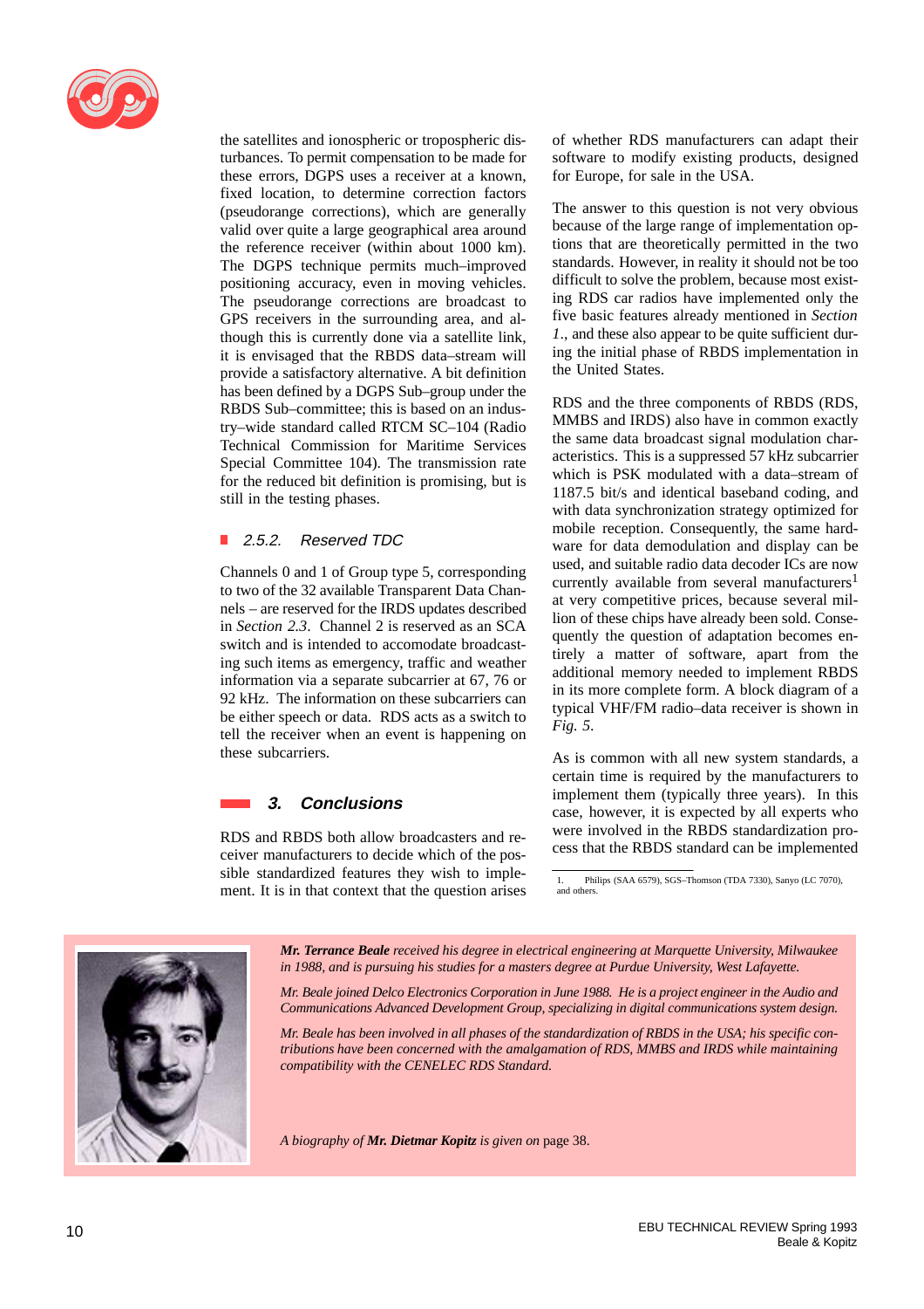the satellites and ionospheric or tropospheric disturbances. To permit compensation to be made for these errors, DGPS uses a receiver at a known, fixed location, to determine correction factors (pseudorange corrections), which are generally valid over quite a large geographical area around the reference receiver (within about 1000 km). The DGPS technique permits much–improved positioning accuracy, even in moving vehicles. The pseudorange corrections are broadcast to GPS receivers in the surrounding area, and although this is currently done via a satellite link, it is envisaged that the RBDS data–stream will provide a satisfactory alternative. A bit definition has been defined by a DGPS Sub–group under the RBDS Sub–committee; this is based on an industry–wide standard called RTCM SC–104 (Radio Technical Commission for Maritime Services Special Committee 104). The transmission rate for the reduced bit definition is promising, but is still in the testing phases.

### 2.5.2. Reserved TDC

Channels 0 and 1 of Group type 5, corresponding to two of the 32 available Transparent Data Channels – are reserved for the IRDS updates described in *Section 2.3*. Channel 2 is reserved as an SCA switch and is intended to accomodate broadcasting such items as emergency, traffic and weather information via a separate subcarrier at 67, 76 or 92 kHz. The information on these subcarriers can be either speech or data. RDS acts as a switch to tell the receiver when an event is happening on these subcarriers.

## 3. Conclusions

RDS and RBDS both allow broadcasters and receiver manufacturers to decide which of the possible standardized features they wish to implement. It is in that context that the question arises of whether RDS manufacturers can adapt their software to modify existing products, designed for Europe, for sale in the USA.

The answer to this question is not very obvious because of the large range of implementation options that are theoretically permitted in the two standards. However, in reality it should not be too difficult to solve the problem, because most existing RDS car radios have implemented only the five basic features already mentioned in *Section 1*., and these also appear to be quite sufficient during the initial phase of RBDS implementation in the United States.

RDS and the three components of RBDS (RDS, MMBS and IRDS) also have in common exactly the same data broadcast signal modulation characteristics. This is a suppressed 57 kHz subcarrier which is PSK modulated with a data–stream of 1187.5 bit/s and identical baseband coding, and with data synchronization strategy optimized for mobile reception. Consequently, the same hardware for data demodulation and display can be used, and suitable radio data decoder ICs are now currently available from several manufacturers[1] at very competitive prices, because several million of these chips have already been sold. Consequently the question of adaptation becomes entirely a matter of software, apart from the additional memory needed to implement RBDS in its more complete form. A block diagram of a typical VHF/FM radio–data receiver is shown in *Fig. 5*.

As is common with all new system standards, a certain time is required by the manufacturers to implement them (typically three years). In this case, however, it is expected by all experts who were involved in the RBDS standardization process that the RBDS standard can be implemented

1. Philips (SAA 6579), SGS–Thomson (TDA 7330), Sanyo (LC 7070), and others.

***Mr. Terrance Beale*** *received his degree in electrical engineering at Marquette University, Milwaukee in 1988, and is pursuing his studies for a masters degree at Purdue University, West Lafayette.*

*Mr. Beale joined Delco Electronics Corporation in June 1988. He is a project engineer in the Audio and Communications Advanced Development Group, specializing in digital communications system design.*

*Mr. Beale has been involved in all phases of the standardization of RBDS in the USA; his specific contributions have been concerned with the amalgamation of RDS, MMBS and IRDS while maintaining compatibility with the CENELEC RDS Standard.*

*A biography of* ***Mr. Dietmar Kopitz*** *is given on* page 38.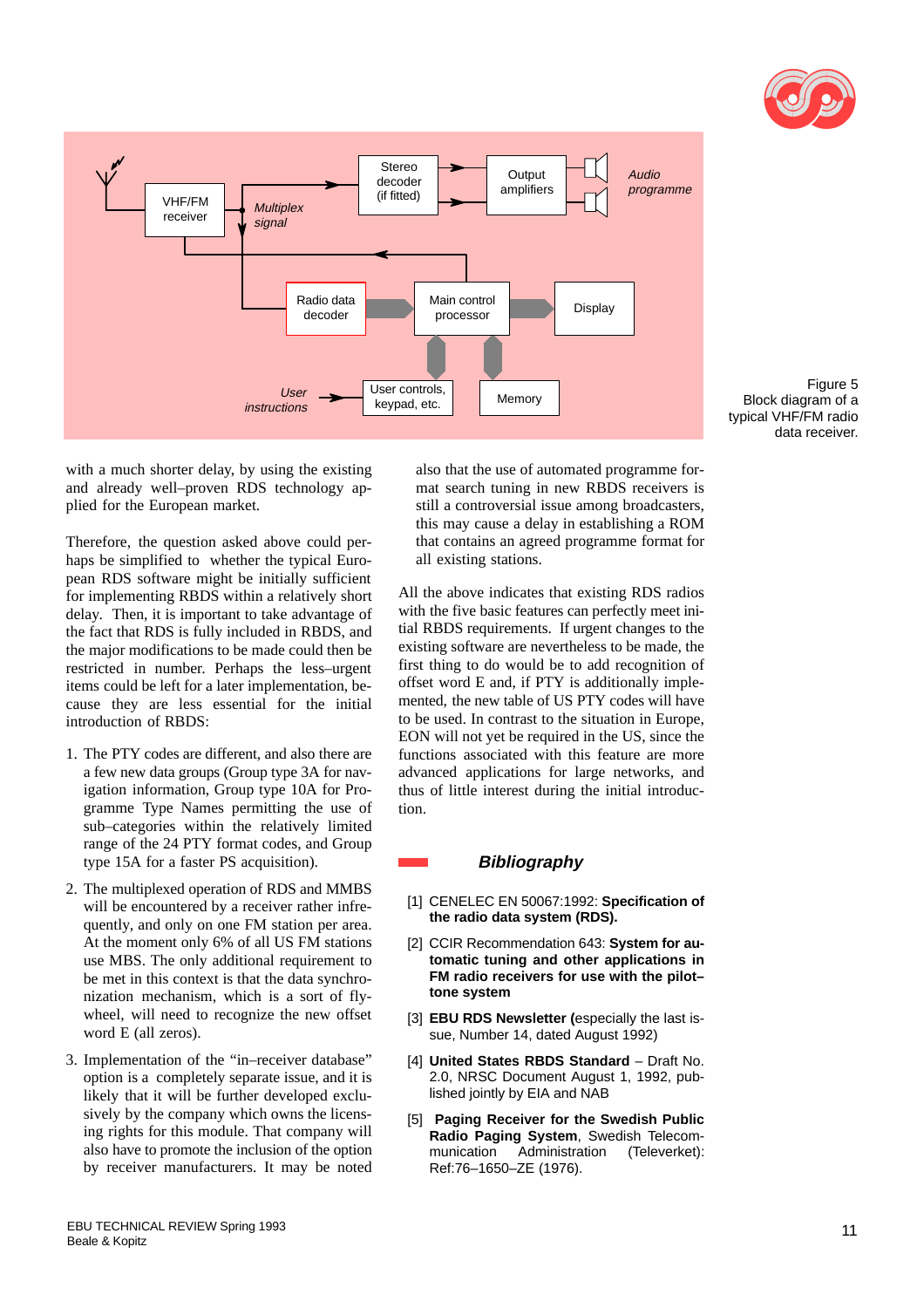VHF/FM receiver

Multiplex signal

Stereo decoder (if fitted)

Output amplifiers

Audio programme

Radio data decoder

Main control processor

Display

User instructions

User controls, keypad, etc.

Memory

Figure 5
Block diagram of a typical VHF/FM radio data receiver.

with a much shorter delay, by using the existing and already well–proven RDS technology applied for the European market.

Therefore, the question asked above could perhaps be simplified to whether the typical European RDS software might be initially sufficient for implementing RBDS within a relatively short delay. Then, it is important to take advantage of the fact that RDS is fully included in RBDS, and the major modifications to be made could then be restricted in number. Perhaps the less–urgent items could be left for a later implementation, because they are less essential for the initial introduction of RBDS:

1. The PTY codes are different, and also there are a few new data groups (Group type 3A for navigation information, Group type 10A for Programme Type Names permitting the use of sub–categories within the relatively limited range of the 24 PTY format codes, and Group type 15A for a faster PS acquisition).
2. The multiplexed operation of RDS and MMBS will be encountered by a receiver rather infrequently, and only on one FM station per area. At the moment only 6% of all US FM stations use MBS. The only additional requirement to be met in this context is that the data synchronization mechanism, which is a sort of flywheel, will need to recognize the new offset word E (all zeros).
3. Implementation of the “in–receiver database” option is a completely separate issue, and it is likely that it will be further developed exclusively by the company which owns the licensing rights for this module. That company will also have to promote the inclusion of the option by receiver manufacturers. It may be noted also that the use of automated programme format search tuning in new RBDS receivers is still a controversial issue among broadcasters, this may cause a delay in establishing a ROM that contains an agreed programme format for all existing stations.

All the above indicates that existing RDS radios with the five basic features can perfectly meet initial RBDS requirements. If urgent changes to the existing software are nevertheless to be made, the first thing to do would be to add recognition of offset word E and, if PTY is additionally implemented, the new table of US PTY codes will have to be used. In contrast to the situation in Europe, EON will not yet be required in the US, since the functions associated with this feature are more advanced applications for large networks, and thus of little interest during the initial introduction.

## Bibliography

[1] CENELEC EN 50067:1992: **Specification of the radio data system (RDS).**

[2] CCIR Recommendation 643: **System for automatic tuning and other applications in FM radio receivers for use with the pilot–tone system**

[3] **EBU RDS Newsletter (**especially the last issue, Number 14, dated August 1992)

[4] **United States RBDS Standard** – Draft No. 2.0, NRSC Document August 1, 1992, published jointly by EIA and NAB

[5] **Paging Receiver for the Swedish Public Radio Paging System**, Swedish Telecommunication Administration (Televerket): Ref:76–1650–ZE (1976).